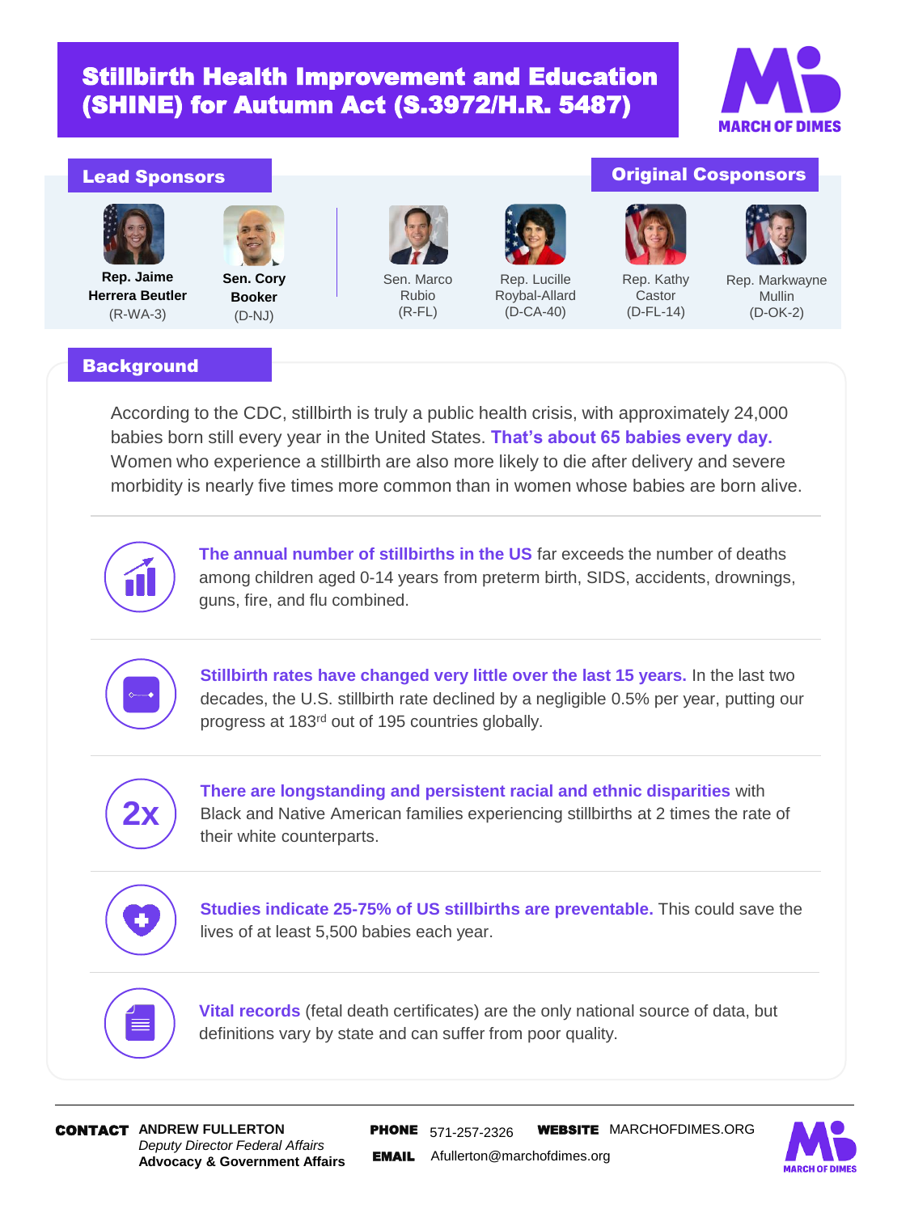# Stillbirth Health Improvement and Education (SHINE) for Autumn Act (S.3972/H.R. 5487)

MARCH OF DIMES

## Lead Sponsors

**Rep. Jaime Herrera Beutler** (R-WA-3)

**Sen. Cory Booker** (D-NJ)

## Original Cosponsors

Sen. Marco Rubio (R-FL)

Rep. Lucille Roybal-Allard (D-CA-40)

Rep. Kathy Castor (D-FL-14)

Rep. Markwayne Mullin (D-OK-2)

## Background

According to the CDC, stillbirth is truly a public health crisis, with approximately 24,000 babies born still every year in the United States. **That's about 65 babies every day.** Women who experience a stillbirth are also more likely to die after delivery and severe morbidity is nearly five times more common than in women whose babies are born alive.

**The annual number of stillbirths in the US** far exceeds the number of deaths among children aged 0-14 years from preterm birth, SIDS, accidents, drownings, guns, fire, and flu combined.

**Stillbirth rates have changed very little over the last 15 years.** In the last two decades, the U.S. stillbirth rate declined by a negligible 0.5% per year, putting our progress at 183rd out of 195 countries globally.

2x

**There are longstanding and persistent racial and ethnic disparities** with Black and Native American families experiencing stillbirths at 2 times the rate of their white counterparts.

**Studies indicate 25-75% of US stillbirths are preventable.** This could save the lives of at least 5,500 babies each year.

**Vital records** (fetal death certificates) are the only national source of data, but definitions vary by state and can suffer from poor quality.

---

**CONTACT** ANDREW FULLERTON
*Deputy Director Federal Affairs*
**Advocacy & Government Affairs**

**PHONE** 571-257-2326

**WEBSITE** MARCHOFDIMES.ORG

**EMAIL** Afullerton@marchofdimes.org

MARCH OF DIMES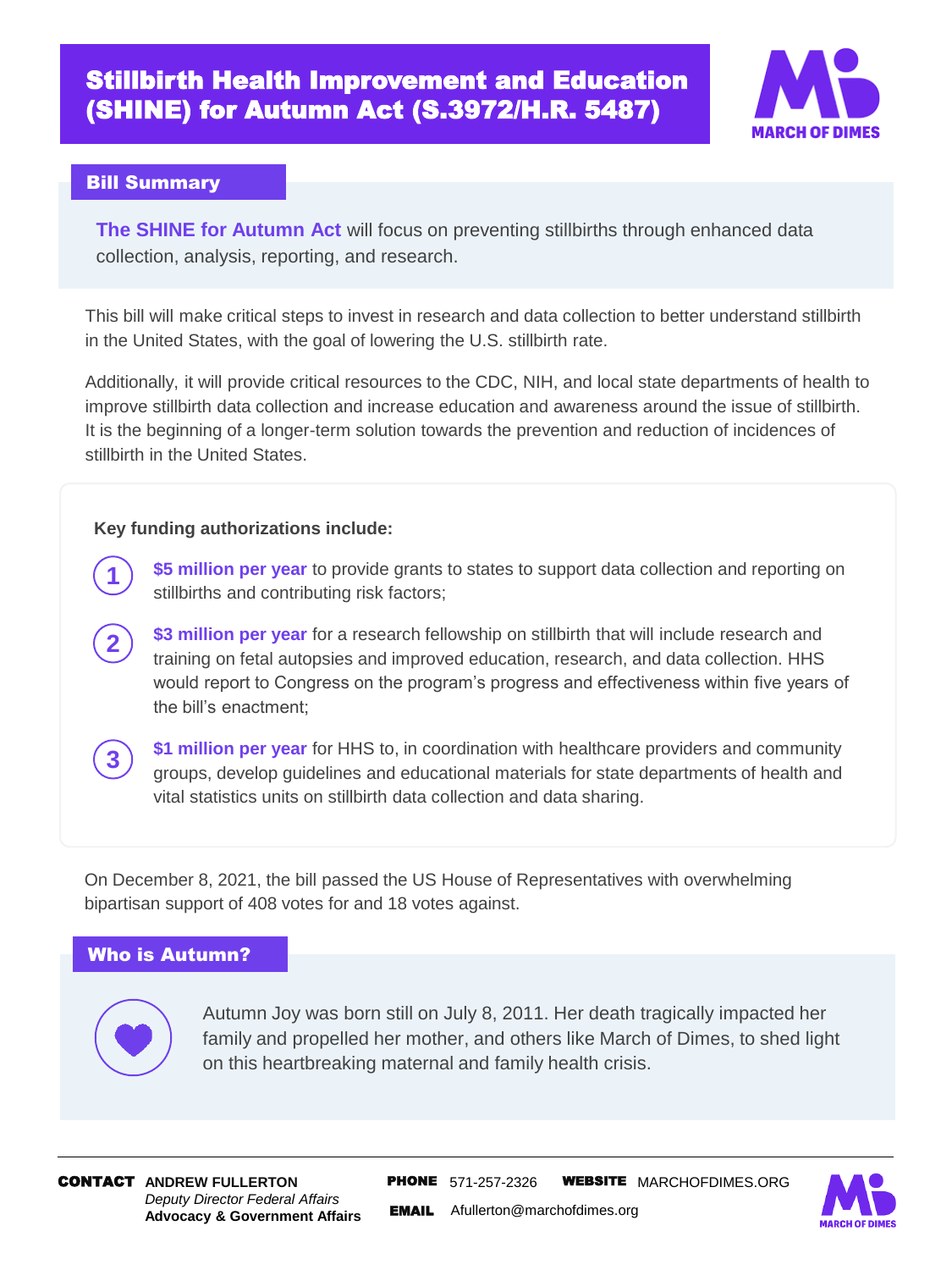# Stillbirth Health Improvement and Education (SHINE) for Autumn Act (S.3972/H.R. 5487)

MARCH OF DIMES

## Bill Summary

**The SHINE for Autumn Act** will focus on preventing stillbirths through enhanced data collection, analysis, reporting, and research.

This bill will make critical steps to invest in research and data collection to better understand stillbirth in the United States, with the goal of lowering the U.S. stillbirth rate.

Additionally, it will provide critical resources to the CDC, NIH, and local state departments of health to improve stillbirth data collection and increase education and awareness around the issue of stillbirth. It is the beginning of a longer-term solution towards the prevention and reduction of incidences of stillbirth in the United States.

**Key funding authorizations include:**

1. **$5 million per year** to provide grants to states to support data collection and reporting on stillbirths and contributing risk factors;
2. **$3 million per year** for a research fellowship on stillbirth that will include research and training on fetal autopsies and improved education, research, and data collection. HHS would report to Congress on the program's progress and effectiveness within five years of the bill's enactment;
3. **$1 million per year** for HHS to, in coordination with healthcare providers and community groups, develop guidelines and educational materials for state departments of health and vital statistics units on stillbirth data collection and data sharing.

On December 8, 2021, the bill passed the US House of Representatives with overwhelming bipartisan support of 408 votes for and 18 votes against.

## Who is Autumn?

Autumn Joy was born still on July 8, 2011. Her death tragically impacted her family and propelled her mother, and others like March of Dimes, to shed light on this heartbreaking maternal and family health crisis.

**CONTACT** **ANDREW FULLERTON**
*Deputy Director Federal Affairs*
**Advocacy & Government Affairs**

**PHONE** 571-257-2326
**EMAIL** Afullerton@marchofdimes.org
**WEBSITE** MARCHOFDIMES.ORG

MARCH OF DIMES